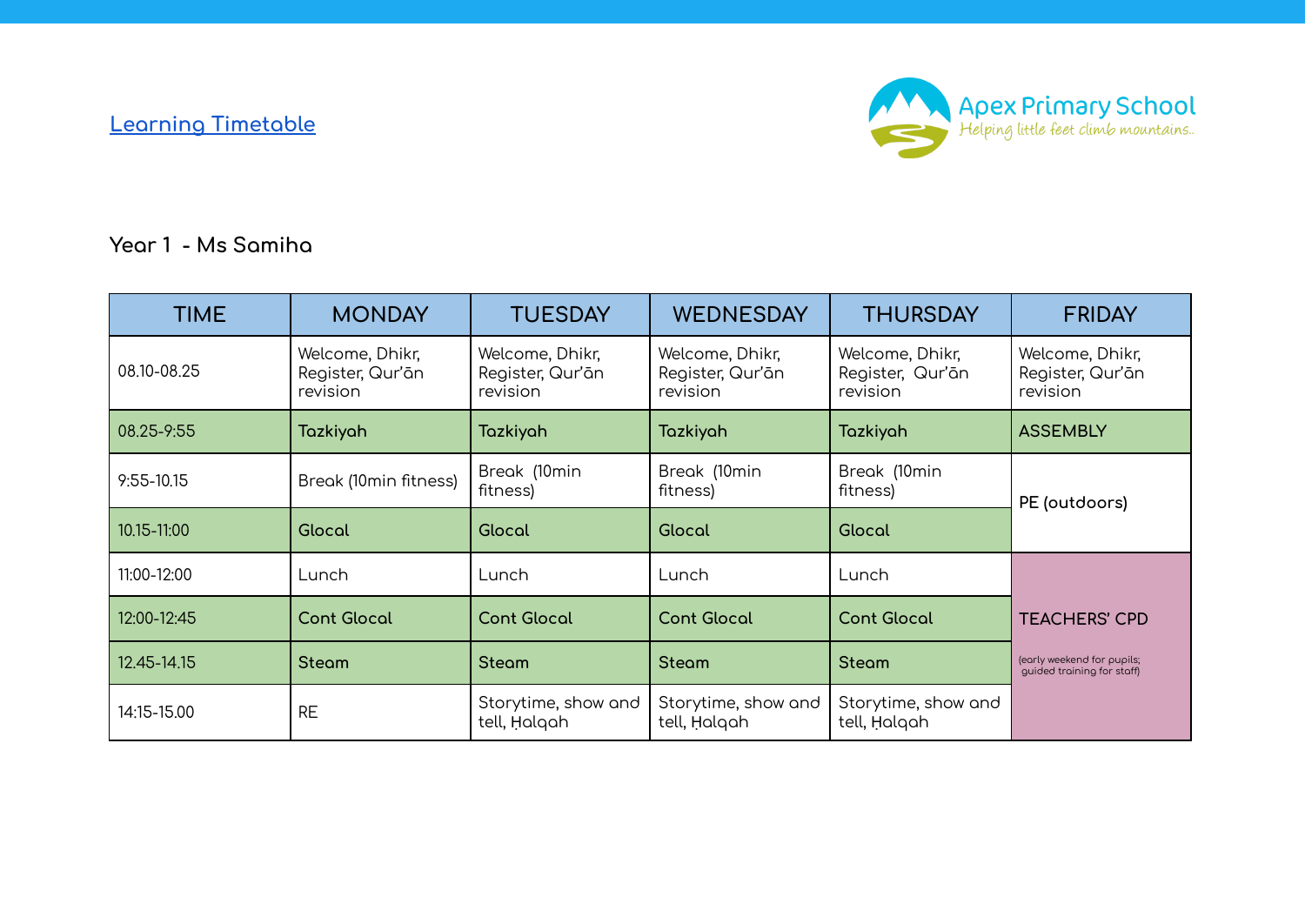Learning Timetable

Apex Primary School
Helping little feet climb mountains..

## Year 1 - Ms Samiha

| TIME | MONDAY | TUESDAY | WEDNESDAY | THURSDAY | FRIDAY |
|---|---|---|---|---|---|
| 08.10-08.25 | Welcome, Dhikr, Register, Qur'ān revision | Welcome, Dhikr, Register, Qur'ān revision | Welcome, Dhikr, Register, Qur'ān revision | Welcome, Dhikr, Register, Qur'ān revision | Welcome, Dhikr, Register, Qur'ān revision |
| 08.25-9:55 | Tazkiyah | Tazkiyah | Tazkiyah | Tazkiyah | ASSEMBLY |
| 9:55-10.15 | Break (10min fitness) | Break (10min fitness) | Break (10min fitness) | Break (10min fitness) | PE (outdoors) |
| 10.15-11:00 | Glocal | Glocal | Glocal | Glocal | |
| 11:00-12:00 | Lunch | Lunch | Lunch | Lunch | TEACHERS' CPD (early weekend for pupils; guided training for staff) |
| 12:00-12:45 | Cont Glocal | Cont Glocal | Cont Glocal | Cont Glocal | |
| 12.45-14.15 | Steam | Steam | Steam | Steam | |
| 14:15-15.00 | RE | Storytime, show and tell, Ḥalqah | Storytime, show and tell, Ḥalqah | Storytime, show and tell, Ḥalqah | |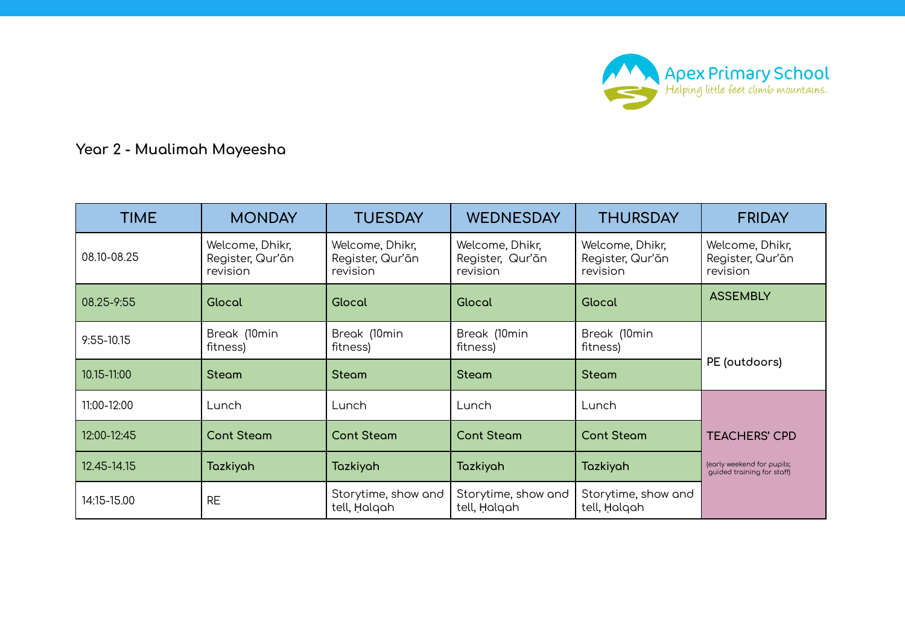Apex Primary School
*Helping little feet climb mountains..*

### Year 2 - Mualimah Mayeesha

| TIME | MONDAY | TUESDAY | WEDNESDAY | THURSDAY | FRIDAY |
|---|---|---|---|---|---|
| 08.10-08.25 | Welcome, Dhikr, Register, Qur'ān revision | Welcome, Dhikr, Register, Qur'ān revision | Welcome, Dhikr, Register, Qur'ān revision | Welcome, Dhikr, Register, Qur'ān revision | Welcome, Dhikr, Register, Qur'ān revision |
| 08.25-9:55 | Glocal | Glocal | Glocal | Glocal | ASSEMBLY |
| 9:55-10.15 | Break (10min fitness) | Break (10min fitness) | Break (10min fitness) | Break (10min fitness) | PE (outdoors) |
| 10.15-11:00 | Steam | Steam | Steam | Steam | |
| 11:00-12:00 | Lunch | Lunch | Lunch | Lunch | TEACHERS' CPD (early weekend for pupils; guided training for staff) |
| 12:00-12:45 | Cont Steam | Cont Steam | Cont Steam | Cont Steam | |
| 12.45-14.15 | Tazkiyah | Tazkiyah | Tazkiyah | Tazkiyah | |
| 14:15-15.00 | RE | Storytime, show and tell, Ḥalqah | Storytime, show and tell, Ḥalqah | Storytime, show and tell, Ḥalqah | |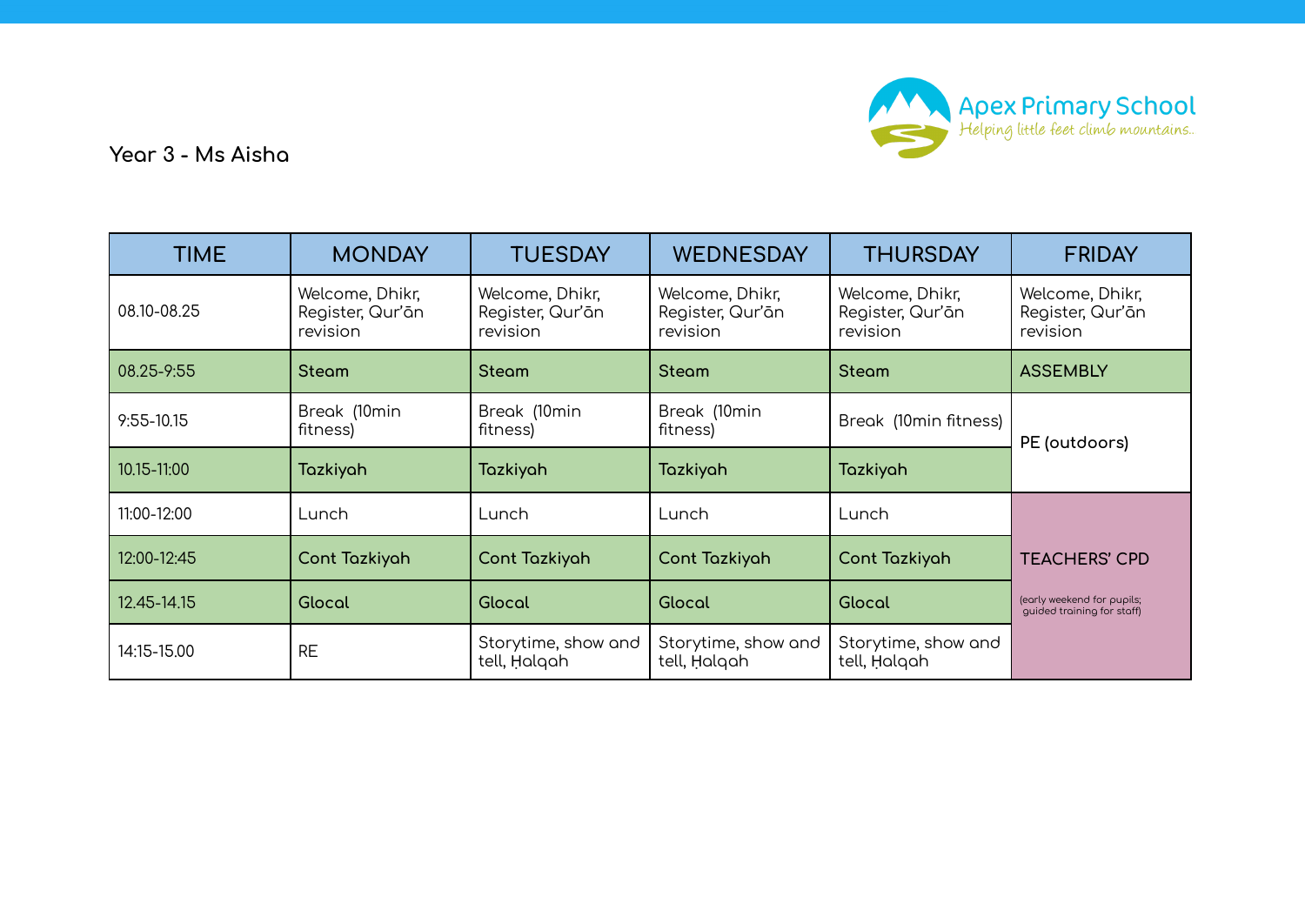Apex Primary School
Helping little feet climb mountains..

**Year 3 - Ms Aisha**

| TIME | MONDAY | TUESDAY | WEDNESDAY | THURSDAY | FRIDAY |
|---|---|---|---|---|---|
| 08.10-08.25 | Welcome, Dhikr, Register, Qur'ān revision | Welcome, Dhikr, Register, Qur'ān revision | Welcome, Dhikr, Register, Qur'ān revision | Welcome, Dhikr, Register, Qur'ān revision | Welcome, Dhikr, Register, Qur'ān revision |
| 08.25-9:55 | Steam | Steam | Steam | Steam | ASSEMBLY |
| 9:55-10.15 | Break (10min fitness) | Break (10min fitness) | Break (10min fitness) | Break (10min fitness) | PE (outdoors) |
| 10.15-11:00 | Tazkiyah | Tazkiyah | Tazkiyah | Tazkiyah | |
| 11:00-12:00 | Lunch | Lunch | Lunch | Lunch | TEACHERS' CPD (early weekend for pupils; guided training for staff) |
| 12:00-12:45 | Cont Tazkiyah | Cont Tazkiyah | Cont Tazkiyah | Cont Tazkiyah | |
| 12.45-14.15 | Glocal | Glocal | Glocal | Glocal | |
| 14:15-15.00 | RE | Storytime, show and tell, Ḥalqah | Storytime, show and tell, Ḥalqah | Storytime, show and tell, Ḥalqah | |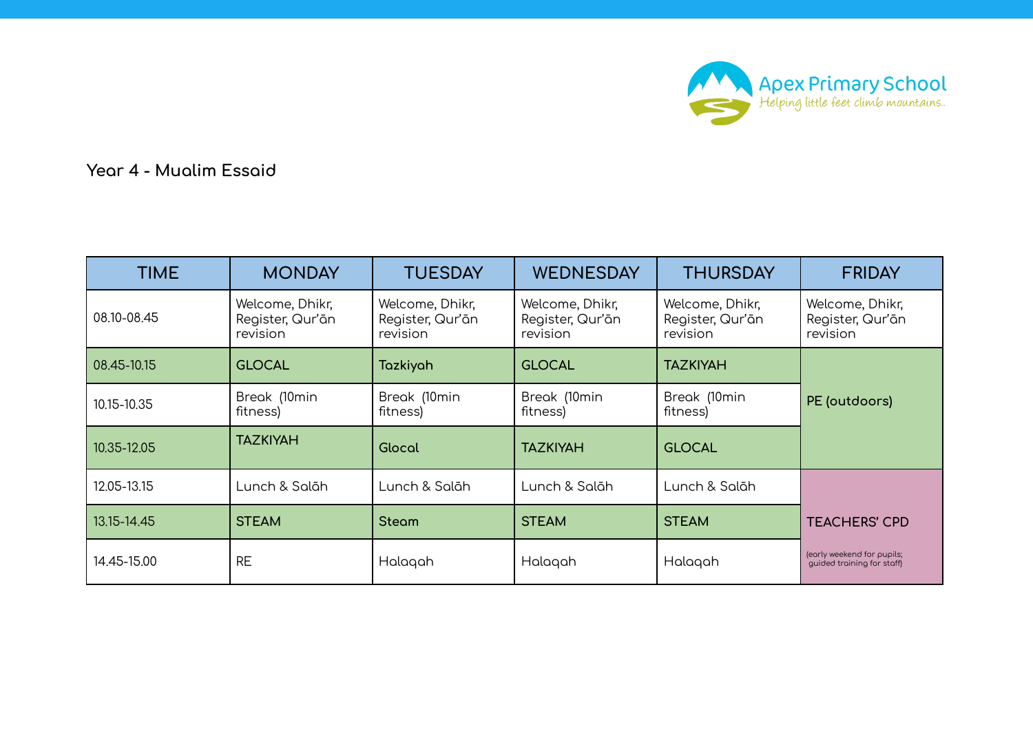Apex Primary School
*Helping little feet climb mountains..*

### Year 4 - Mualim Essaid

| TIME | MONDAY | TUESDAY | WEDNESDAY | THURSDAY | FRIDAY |
|---|---|---|---|---|---|
| 08.10-08.45 | Welcome, Dhikr, Register, Qur'ān revision | Welcome, Dhikr, Register, Qur'ān revision | Welcome, Dhikr, Register, Qur'ān revision | Welcome, Dhikr, Register, Qur'ān revision | Welcome, Dhikr, Register, Qur'ān revision |
| 08.45-10.15 | GLOCAL | Tazkiyah | GLOCAL | TAZKIYAH | PE (outdoors) |
| 10.15-10.35 | Break (10min fitness) | Break (10min fitness) | Break (10min fitness) | Break (10min fitness) | |
| 10.35-12.05 | TAZKIYAH | Glocal | TAZKIYAH | GLOCAL | |
| 12.05-13.15 | Lunch & Salāh | Lunch & Salāh | Lunch & Salāh | Lunch & Salāh | TEACHERS' CPD (early weekend for pupils; guided training for staff) |
| 13.15-14.45 | STEAM | Steam | STEAM | STEAM | |
| 14.45-15.00 | RE | Halaqah | Halaqah | Halaqah | |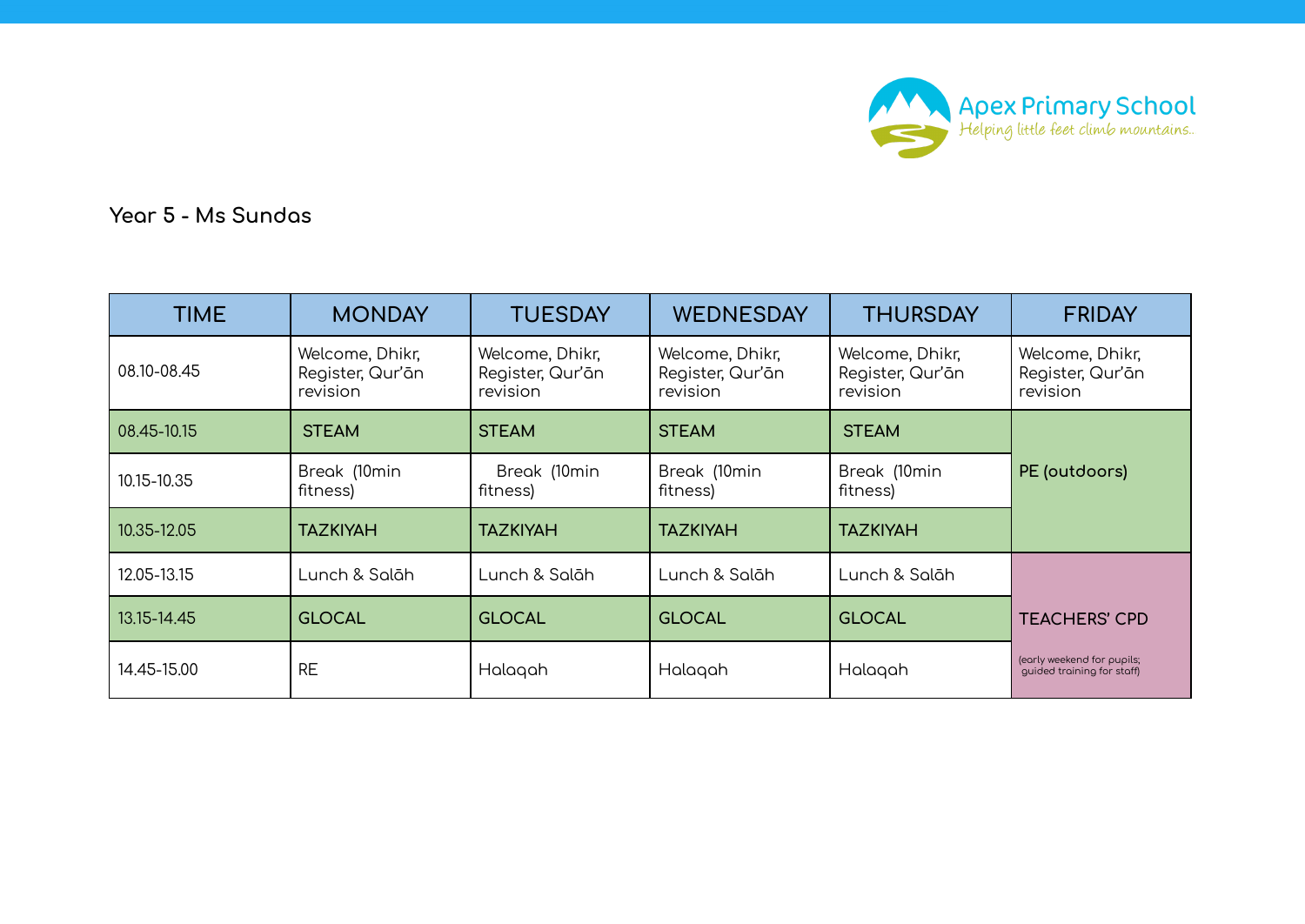Apex Primary School
*Helping little feet climb mountains..*

## Year 5 - Ms Sundas

| TIME | MONDAY | TUESDAY | WEDNESDAY | THURSDAY | FRIDAY |
|---|---|---|---|---|---|
| 08.10-08.45 | Welcome, Dhikr, Register, Qur'ān revision | Welcome, Dhikr, Register, Qur'ān revision | Welcome, Dhikr, Register, Qur'ān revision | Welcome, Dhikr, Register, Qur'ān revision | Welcome, Dhikr, Register, Qur'ān revision |
| 08.45-10.15 | STEAM | STEAM | STEAM | STEAM | PE (outdoors) |
| 10.15-10.35 | Break (10min fitness) | Break (10min fitness) | Break (10min fitness) | Break (10min fitness) | |
| 10.35-12.05 | TAZKIYAH | TAZKIYAH | TAZKIYAH | TAZKIYAH | |
| 12.05-13.15 | Lunch & Salāh | Lunch & Salāh | Lunch & Salāh | Lunch & Salāh | TEACHERS' CPD (early weekend for pupils; guided training for staff) |
| 13.15-14.45 | GLOCAL | GLOCAL | GLOCAL | GLOCAL | |
| 14.45-15.00 | RE | Halaqah | Halaqah | Halaqah | |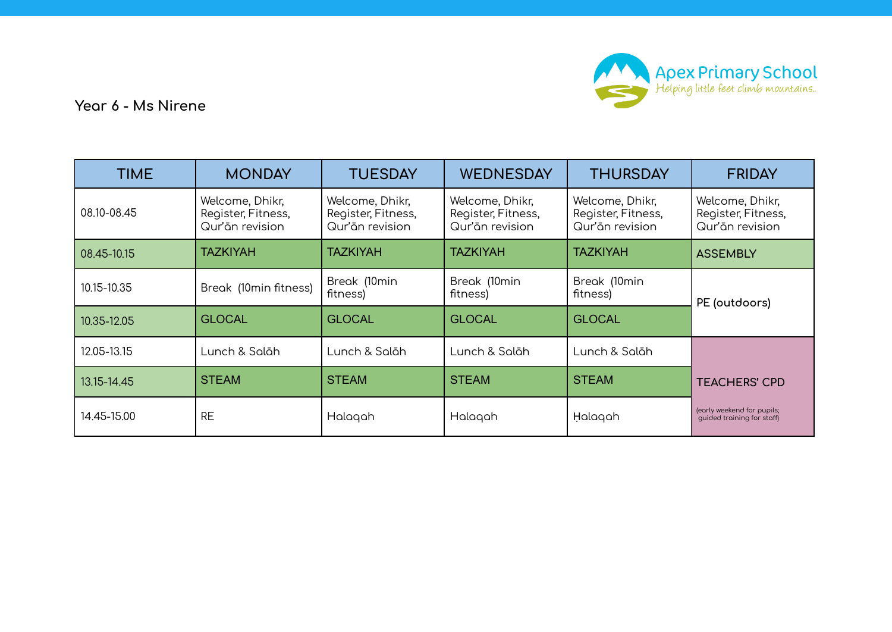Apex Primary School
Helping little feet climb mountains..

**Year 6 - Ms Nirene**

| TIME | MONDAY | TUESDAY | WEDNESDAY | THURSDAY | FRIDAY |
|---|---|---|---|---|---|
| 08.10-08.45 | Welcome, Dhikr, Register, Fitness, Qur'ān revision | Welcome, Dhikr, Register, Fitness, Qur'ān revision | Welcome, Dhikr, Register, Fitness, Qur'ān revision | Welcome, Dhikr, Register, Fitness, Qur'ān revision | Welcome, Dhikr, Register, Fitness, Qur'ān revision |
| 08.45-10.15 | TAZKIYAH | TAZKIYAH | TAZKIYAH | TAZKIYAH | ASSEMBLY |
| 10.15-10.35 | Break (10min fitness) | Break (10min fitness) | Break (10min fitness) | Break (10min fitness) | PE (outdoors) |
| 10.35-12.05 | GLOCAL | GLOCAL | GLOCAL | GLOCAL | |
| 12.05-13.15 | Lunch & Salāh | Lunch & Salāh | Lunch & Salāh | Lunch & Salāh | TEACHERS' CPD (early weekend for pupils; guided training for staff) |
| 13.15-14.45 | STEAM | STEAM | STEAM | STEAM | |
| 14.45-15.00 | RE | Halaqah | Halaqah | Ḥalaqah | |